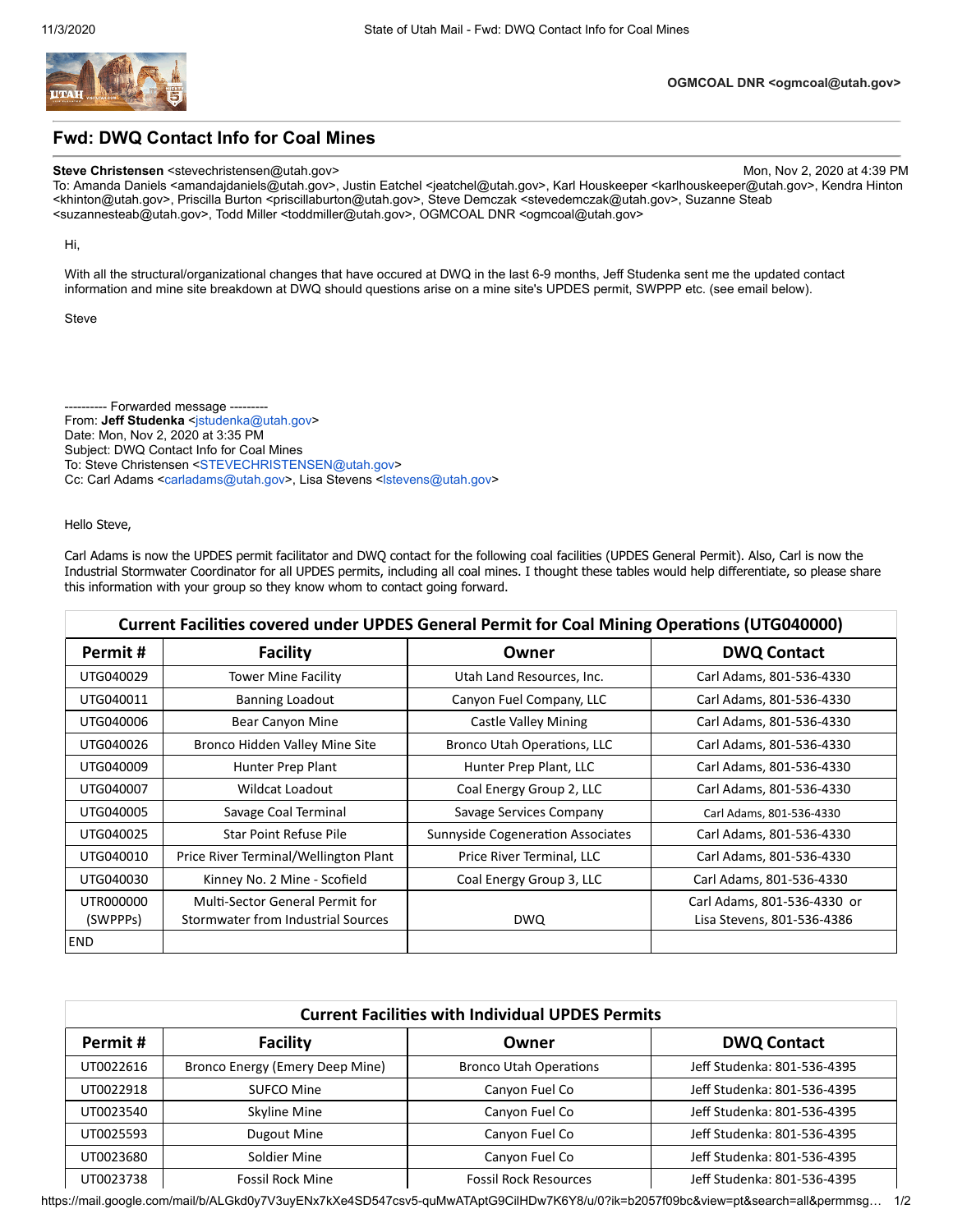OGMCOAL DNR <ogmcoal@utah.gov>

# Fwd: DWQ Contact Info for Coal Mines

**Steve Christensen** <stevechristensen@utah.gov> Mon, Nov 2, 2020 at 4:39 PM
To: Amanda Daniels <amandajdaniels@utah.gov>, Justin Eatchel <jeatchel@utah.gov>, Karl Houskeeper <karlhouskeeper@utah.gov>, Kendra Hinton <khinton@utah.gov>, Priscilla Burton <priscillaburton@utah.gov>, Steve Demczak <stevedemczak@utah.gov>, Suzanne Steab <suzannesteab@utah.gov>, Todd Miller <toddmiller@utah.gov>, OGMCOAL DNR <ogmcoal@utah.gov>

Hi,

With all the structural/organizational changes that have occured at DWQ in the last 6-9 months, Jeff Studenka sent me the updated contact information and mine site breakdown at DWQ should questions arise on a mine site's UPDES permit, SWPPP etc. (see email below).

Steve

---------- Forwarded message ---------
From: **Jeff Studenka** <jstudenka@utah.gov>
Date: Mon, Nov 2, 2020 at 3:35 PM
Subject: DWQ Contact Info for Coal Mines
To: Steve Christensen <STEVECHRISTENSEN@utah.gov>
Cc: Carl Adams <carladams@utah.gov>, Lisa Stevens <lstevens@utah.gov>

Hello Steve,

Carl Adams is now the UPDES permit facilitator and DWQ contact for the following coal facilities (UPDES General Permit). Also, Carl is now the Industrial Stormwater Coordinator for all UPDES permits, including all coal mines. I thought these tables would help differentiate, so please share this information with your group so they know whom to contact going forward.

**Current Facilities covered under UPDES General Permit for Coal Mining Operations (UTG040000)**

| Permit # | Facility | Owner | DWQ Contact |
|---|---|---|---|
| UTG040029 | Tower Mine Facility | Utah Land Resources, Inc. | Carl Adams, 801-536-4330 |
| UTG040011 | Banning Loadout | Canyon Fuel Company, LLC | Carl Adams, 801-536-4330 |
| UTG040006 | Bear Canyon Mine | Castle Valley Mining | Carl Adams, 801-536-4330 |
| UTG040026 | Bronco Hidden Valley Mine Site | Bronco Utah Operations, LLC | Carl Adams, 801-536-4330 |
| UTG040009 | Hunter Prep Plant | Hunter Prep Plant, LLC | Carl Adams, 801-536-4330 |
| UTG040007 | Wildcat Loadout | Coal Energy Group 2, LLC | Carl Adams, 801-536-4330 |
| UTG040005 | Savage Coal Terminal | Savage Services Company | Carl Adams, 801-536-4330 |
| UTG040025 | Star Point Refuse Pile | Sunnyside Cogeneration Associates | Carl Adams, 801-536-4330 |
| UTG040010 | Price River Terminal/Wellington Plant | Price River Terminal, LLC | Carl Adams, 801-536-4330 |
| UTG040030 | Kinney No. 2 Mine - Scofield | Coal Energy Group 3, LLC | Carl Adams, 801-536-4330 |
| UTR000000 (SWPPPs) | Multi-Sector General Permit for Stormwater from Industrial Sources | DWQ | Carl Adams, 801-536-4330 or Lisa Stevens, 801-536-4386 |
| END | | | |

**Current Facilities with Individual UPDES Permits**

| Permit # | Facility | Owner | DWQ Contact |
|---|---|---|---|
| UT0022616 | Bronco Energy (Emery Deep Mine) | Bronco Utah Operations | Jeff Studenka: 801-536-4395 |
| UT0022918 | SUFCO Mine | Canyon Fuel Co | Jeff Studenka: 801-536-4395 |
| UT0023540 | Skyline Mine | Canyon Fuel Co | Jeff Studenka: 801-536-4395 |
| UT0025593 | Dugout Mine | Canyon Fuel Co | Jeff Studenka: 801-536-4395 |
| UT0023680 | Soldier Mine | Canyon Fuel Co | Jeff Studenka: 801-536-4395 |
| UT0023738 | Fossil Rock Mine | Fossil Rock Resources | Jeff Studenka: 801-536-4395 |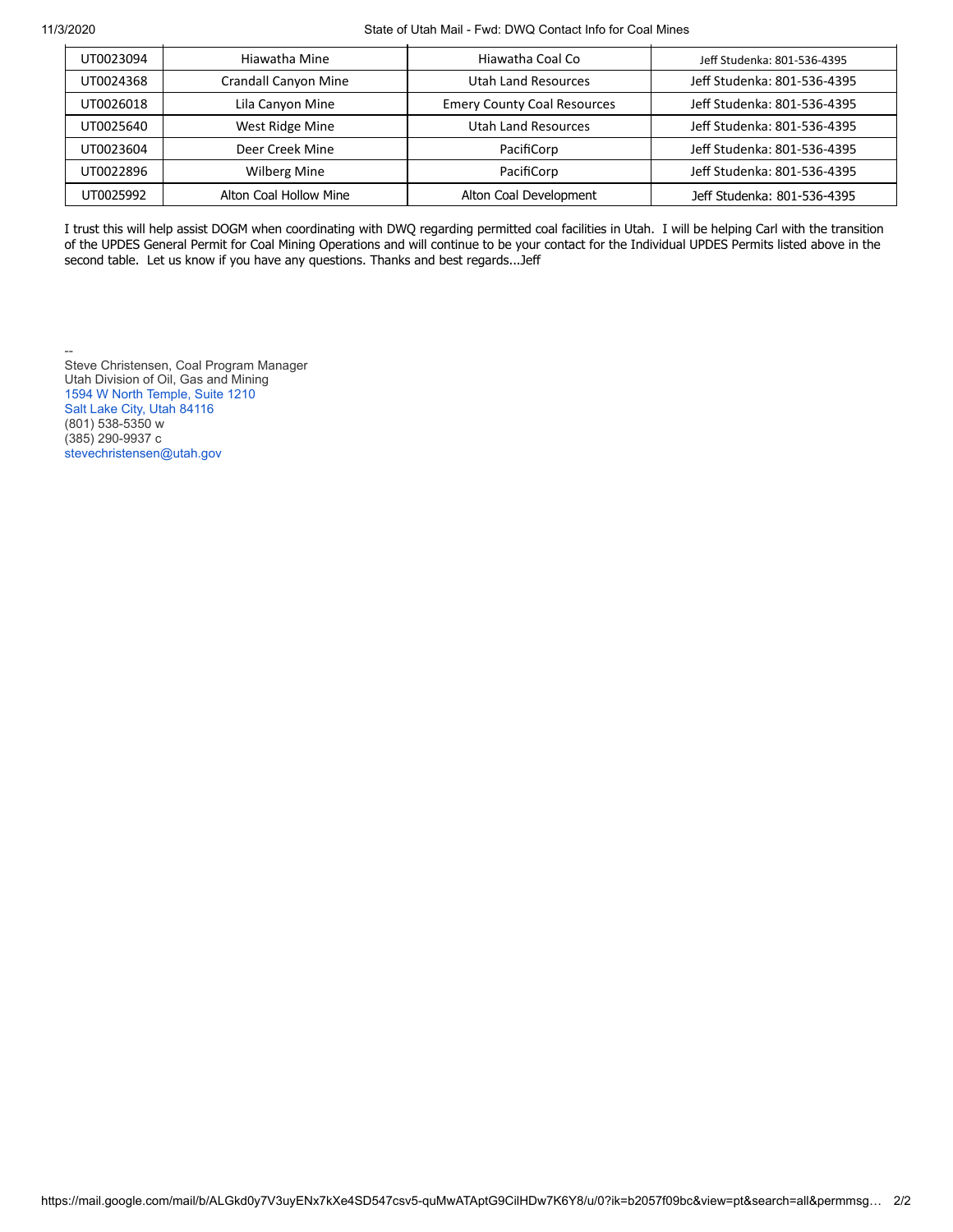| | | | |
|---|---|---|---|
| UT0023094 | Hiawatha Mine | Hiawatha Coal Co | Jeff Studenka: 801-536-4395 |
| UT0024368 | Crandall Canyon Mine | Utah Land Resources | Jeff Studenka: 801-536-4395 |
| UT0026018 | Lila Canyon Mine | Emery County Coal Resources | Jeff Studenka: 801-536-4395 |
| UT0025640 | West Ridge Mine | Utah Land Resources | Jeff Studenka: 801-536-4395 |
| UT0023604 | Deer Creek Mine | PacifiCorp | Jeff Studenka: 801-536-4395 |
| UT0022896 | Wilberg Mine | PacifiCorp | Jeff Studenka: 801-536-4395 |
| UT0025992 | Alton Coal Hollow Mine | Alton Coal Development | Jeff Studenka: 801-536-4395 |

I trust this will help assist DOGM when coordinating with DWQ regarding permitted coal facilities in Utah. I will be helping Carl with the transition of the UPDES General Permit for Coal Mining Operations and will continue to be your contact for the Individual UPDES Permits listed above in the second table. Let us know if you have any questions. Thanks and best regards...Jeff

--
Steve Christensen, Coal Program Manager
Utah Division of Oil, Gas and Mining
1594 W North Temple, Suite 1210
Salt Lake City, Utah 84116
(801) 538-5350 w
(385) 290-9937 c
stevechristensen@utah.gov